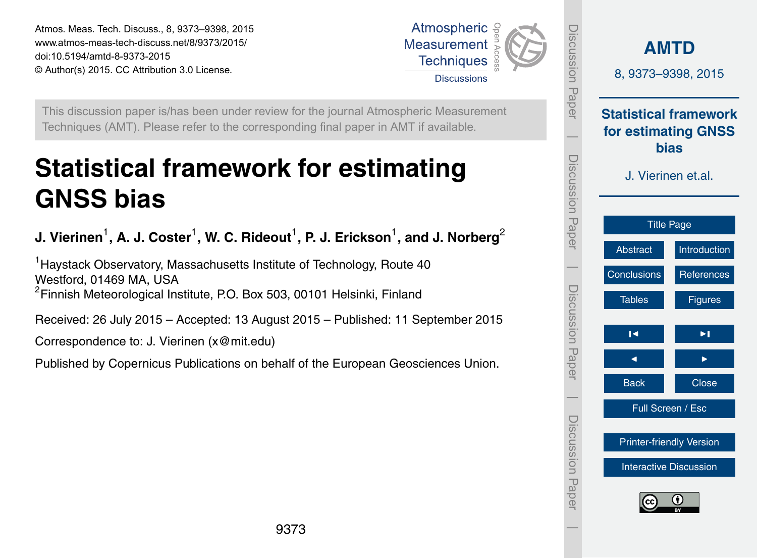Atmos. Meas. Tech. Discuss., 8, 9373–9398, 2015
www.atmos-meas-tech-discuss.net/8/9373/2015/
doi:10.5194/amtd-8-9373-2015
© Author(s) 2015. CC Attribution 3.0 License.

This discussion paper is/has been under review for the journal Atmospheric Measurement Techniques (AMT). Please refer to the corresponding final paper in AMT if available.

# Statistical framework for estimating GNSS bias

**J. Vierinen[1], A. J. Coster[1], W. C. Rideout[1], P. J. Erickson[1], and J. Norberg[2]**

[1]Haystack Observatory, Massachusetts Institute of Technology, Route 40 Westford, 01469 MA, USA
[2]Finnish Meteorological Institute, P.O. Box 503, 00101 Helsinki, Finland

Received: 26 July 2015 – Accepted: 13 August 2015 – Published: 11 September 2015

Correspondence to: J. Vierinen (x@mit.edu)

Published by Copernicus Publications on behalf of the European Geosciences Union.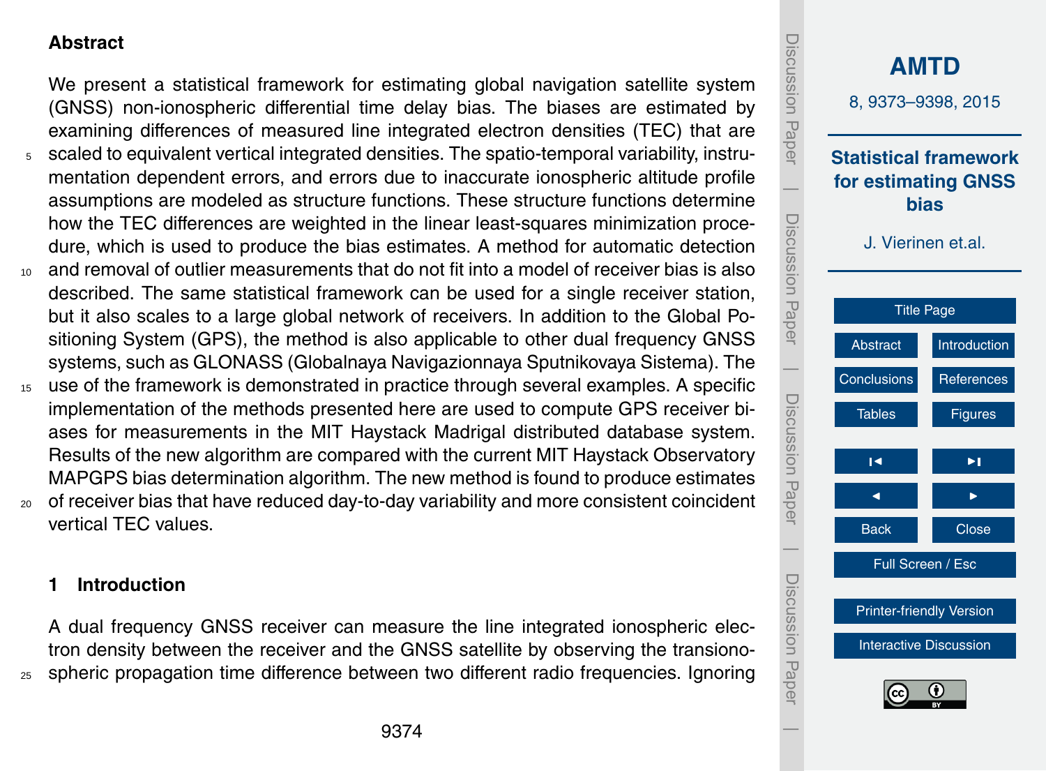## Abstract

We present a statistical framework for estimating global navigation satellite system (GNSS) non-ionospheric differential time delay bias. The biases are estimated by examining differences of measured line integrated electron densities (TEC) that are scaled to equivalent vertical integrated densities. The spatio-temporal variability, instrumentation dependent errors, and errors due to inaccurate ionospheric altitude profile assumptions are modeled as structure functions. These structure functions determine how the TEC differences are weighted in the linear least-squares minimization procedure, which is used to produce the bias estimates. A method for automatic detection and removal of outlier measurements that do not fit into a model of receiver bias is also described. The same statistical framework can be used for a single receiver station, but it also scales to a large global network of receivers. In addition to the Global Positioning System (GPS), the method is also applicable to other dual frequency GNSS systems, such as GLONASS (Globalnaya Navigazionnaya Sputnikovaya Sistema). The use of the framework is demonstrated in practice through several examples. A specific implementation of the methods presented here are used to compute GPS receiver biases for measurements in the MIT Haystack Madrigal distributed database system. Results of the new algorithm are compared with the current MIT Haystack Observatory MAPGPS bias determination algorithm. The new method is found to produce estimates of receiver bias that have reduced day-to-day variability and more consistent coincident vertical TEC values.

## 1 Introduction

A dual frequency GNSS receiver can measure the line integrated ionospheric electron density between the receiver and the GNSS satellite by observing the transionospheric propagation time difference between two different radio frequencies. Ignoring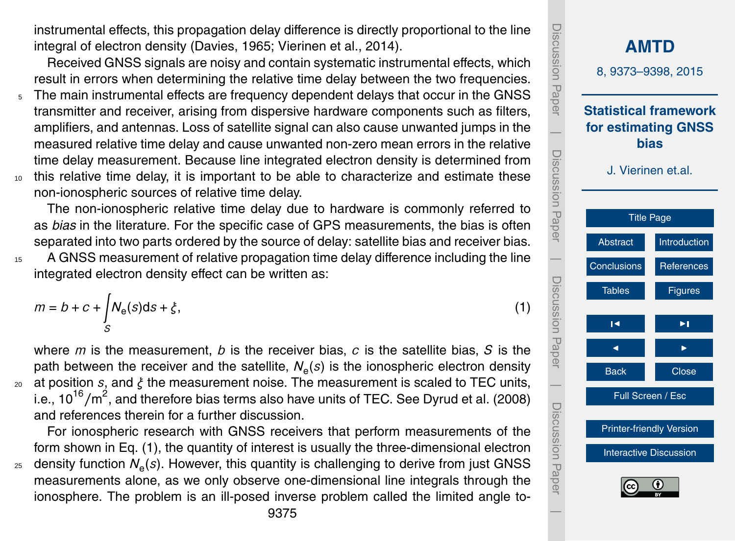instrumental effects, this propagation delay difference is directly proportional to the line integral of electron density (Davies, 1965; Vierinen et al., 2014).

Received GNSS signals are noisy and contain systematic instrumental effects, which result in errors when determining the relative time delay between the two frequencies. The main instrumental effects are frequency dependent delays that occur in the GNSS transmitter and receiver, arising from dispersive hardware components such as filters, amplifiers, and antennas. Loss of satellite signal can also cause unwanted jumps in the measured relative time delay and cause unwanted non-zero mean errors in the relative time delay measurement. Because line integrated electron density is determined from this relative time delay, it is important to be able to characterize and estimate these non-ionospheric sources of relative time delay.

The non-ionospheric relative time delay due to hardware is commonly referred to as *bias* in the literature. For the specific case of GPS measurements, the bias is often separated into two parts ordered by the source of delay: satellite bias and receiver bias.

A GNSS measurement of relative propagation time delay difference including the line integrated electron density effect can be written as:

$$m = b + c + \int_S N_e(s)\mathrm{d}s + \xi, \tag{1}$$

where $m$ is the measurement, $b$ is the receiver bias, $c$ is the satellite bias, $S$ is the path between the receiver and the satellite, $N_e(s)$ is the ionospheric electron density at position $s$, and $\xi$ the measurement noise. The measurement is scaled to TEC units, i.e., $10^{16}/\mathrm{m}^2$, and therefore bias terms also have units of TEC. See Dyrud et al. (2008) and references therein for a further discussion.

For ionospheric research with GNSS receivers that perform measurements of the form shown in Eq. (1), the quantity of interest is usually the three-dimensional electron density function $N_e(s)$. However, this quantity is challenging to derive from just GNSS measurements alone, as we only observe one-dimensional line integrals through the ionosphere. The problem is an ill-posed inverse problem called the limited angle to-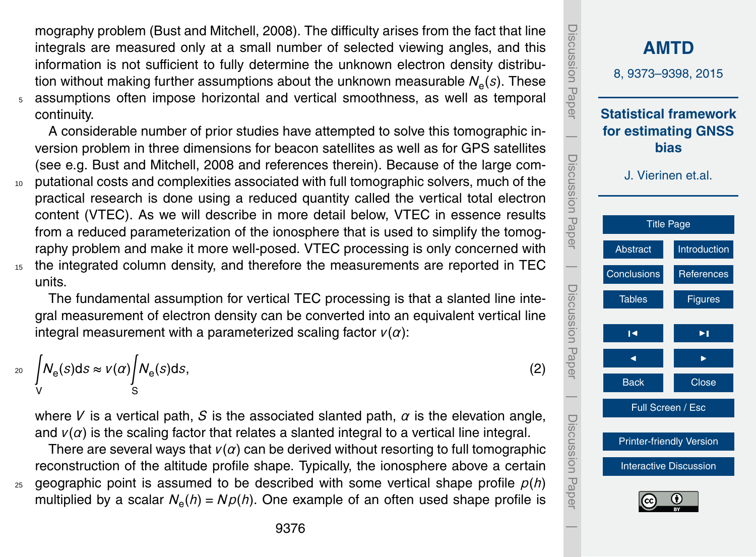mography problem (Bust and Mitchell, 2008). The difficulty arises from the fact that line integrals are measured only at a small number of selected viewing angles, and this information is not sufficient to fully determine the unknown electron density distribution without making further assumptions about the unknown measurable $N_e(s)$. These assumptions often impose horizontal and vertical smoothness, as well as temporal continuity.

A considerable number of prior studies have attempted to solve this tomographic inversion problem in three dimensions for beacon satellites as well as for GPS satellites (see e.g. Bust and Mitchell, 2008 and references therein). Because of the large computational costs and complexities associated with full tomographic solvers, much of the practical research is done using a reduced quantity called the vertical total electron content (VTEC). As we will describe in more detail below, VTEC in essence results from a reduced parameterization of the ionosphere that is used to simplify the tomography problem and make it more well-posed. VTEC processing is only concerned with the integrated column density, and therefore the measurements are reported in TEC units.

The fundamental assumption for vertical TEC processing is that a slanted line integral measurement of electron density can be converted into an equivalent vertical line integral measurement with a parameterized scaling factor $v(\alpha)$:

$$\int_V N_e(s)\mathrm{d}s \approx v(\alpha)\int_S N_e(s)\mathrm{d}s, \tag{2}$$

where $V$ is a vertical path, $S$ is the associated slanted path, $\alpha$ is the elevation angle, and $v(\alpha)$ is the scaling factor that relates a slanted integral to a vertical line integral.

There are several ways that $v(\alpha)$ can be derived without resorting to full tomographic reconstruction of the altitude profile shape. Typically, the ionosphere above a certain geographic point is assumed to be described with some vertical shape profile $p(h)$ multiplied by a scalar $N_e(h) = Np(h)$. One example of an often used shape profile is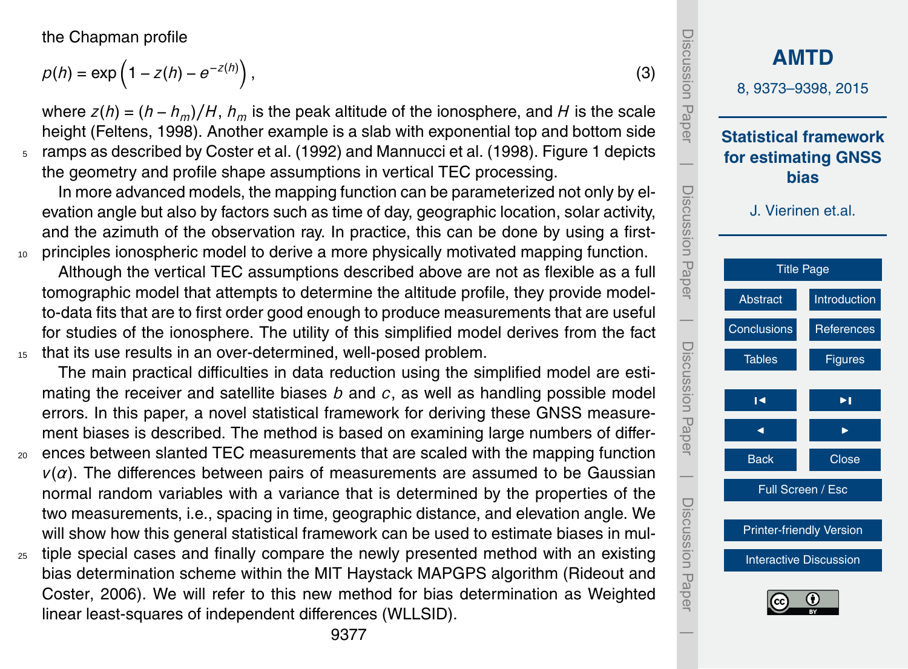the Chapman profile

$$p(h) = \exp\left(1 - z(h) - e^{-z(h)}\right), \tag{3}$$

where $z(h) = (h - h_m)/H$, $h_m$ is the peak altitude of the ionosphere, and $H$ is the scale height (Feltens, 1998). Another example is a slab with exponential top and bottom side ramps as described by Coster et al. (1992) and Mannucci et al. (1998). Figure 1 depicts the geometry and profile shape assumptions in vertical TEC processing.

In more advanced models, the mapping function can be parameterized not only by elevation angle but also by factors such as time of day, geographic location, solar activity, and the azimuth of the observation ray. In practice, this can be done by using a first-principles ionospheric model to derive a more physically motivated mapping function.

Although the vertical TEC assumptions described above are not as flexible as a full tomographic model that attempts to determine the altitude profile, they provide model-to-data fits that are to first order good enough to produce measurements that are useful for studies of the ionosphere. The utility of this simplified model derives from the fact that its use results in an over-determined, well-posed problem.

The main practical difficulties in data reduction using the simplified model are estimating the receiver and satellite biases $b$ and $c$, as well as handling possible model errors. In this paper, a novel statistical framework for deriving these GNSS measurement biases is described. The method is based on examining large numbers of differences between slanted TEC measurements that are scaled with the mapping function $v(\alpha)$. The differences between pairs of measurements are assumed to be Gaussian normal random variables with a variance that is determined by the properties of the two measurements, i.e., spacing in time, geographic distance, and elevation angle. We will show how this general statistical framework can be used to estimate biases in multiple special cases and finally compare the newly presented method with an existing bias determination scheme within the MIT Haystack MAPGPS algorithm (Rideout and Coster, 2006). We will refer to this new method for bias determination as Weighted linear least-squares of independent differences (WLLSID).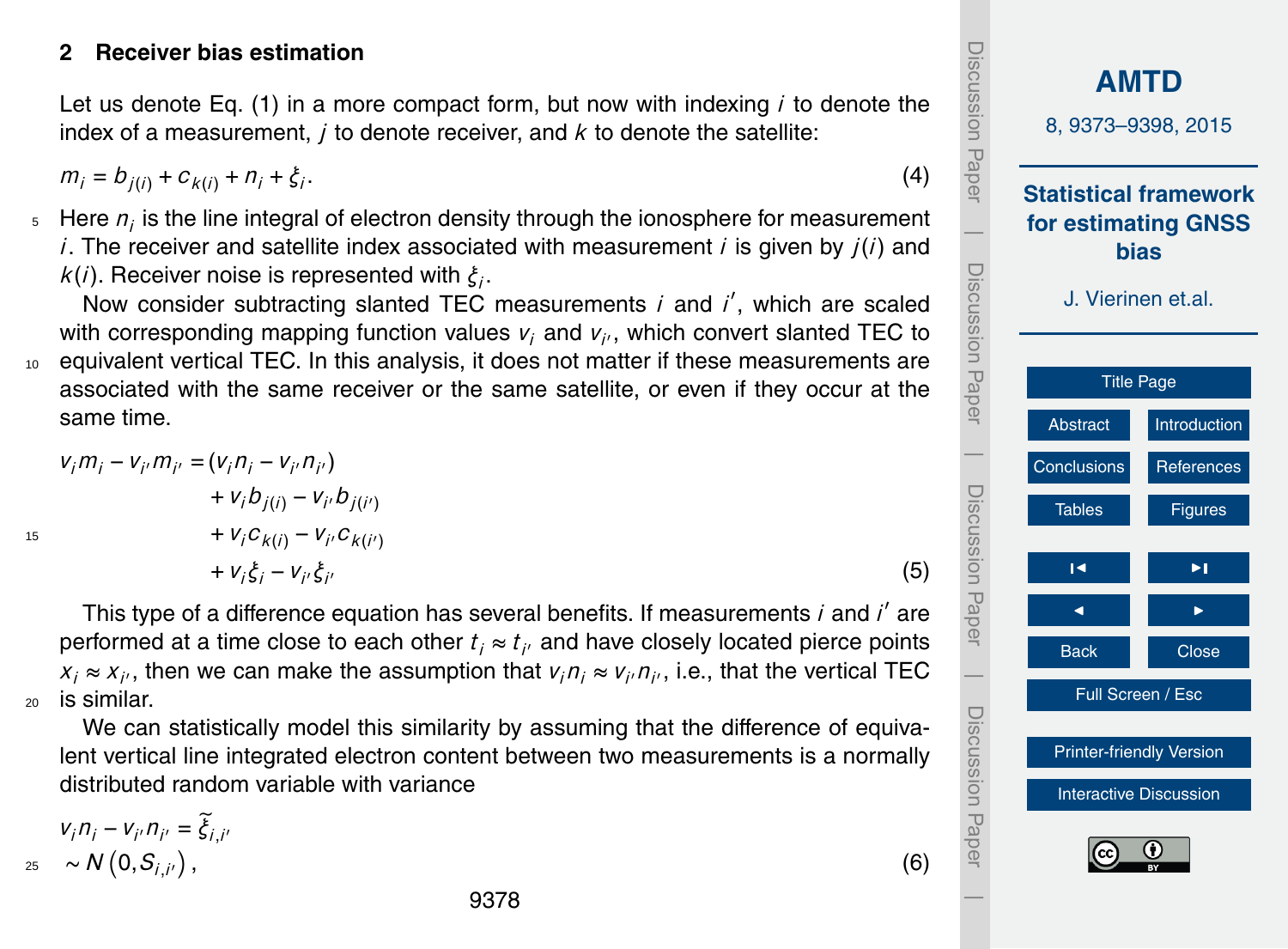## 2 Receiver bias estimation

Let us denote Eq. (1) in a more compact form, but now with indexing $i$ to denote the index of a measurement, $j$ to denote receiver, and $k$ to denote the satellite:

$$m_i = b_{j(i)} + c_{k(i)} + n_i + \xi_i. \tag{4}$$

Here $n_i$ is the line integral of electron density through the ionosphere for measurement $i$. The receiver and satellite index associated with measurement $i$ is given by $j(i)$ and $k(i)$. Receiver noise is represented with $\xi_i$.

Now consider subtracting slanted TEC measurements $i$ and $i'$, which are scaled with corresponding mapping function values $v_i$ and $v_{i'}$, which convert slanted TEC to equivalent vertical TEC. In this analysis, it does not matter if these measurements are associated with the same receiver or the same satellite, or even if they occur at the same time.

$$\begin{aligned}
v_i m_i - v_{i'} m_{i'} = & (v_i n_i - v_{i'} n_{i'}) \\
& + v_i b_{j(i)} - v_{i'} b_{j(i')} \\
& + v_i c_{k(i)} - v_{i'} c_{k(i')} \\
& + v_i \xi_i - v_{i'} \xi_{i'}
\end{aligned} \tag{5}$$

This type of a difference equation has several benefits. If measurements $i$ and $i'$ are performed at a time close to each other $t_i \approx t_{i'}$ and have closely located pierce points $x_i \approx x_{i'}$, then we can make the assumption that $v_i n_i \approx v_{i'} n_{i'}$, i.e., that the vertical TEC is similar.

We can statistically model this similarity by assuming that the difference of equivalent vertical line integrated electron content between two measurements is a normally distributed random variable with variance

$$\begin{aligned}
& v_i n_i - v_{i'} n_{i'} = \widetilde{\xi}_{i,i'} \\
& \sim N\left(0, S_{i,i'}\right),
\end{aligned} \tag{6}$$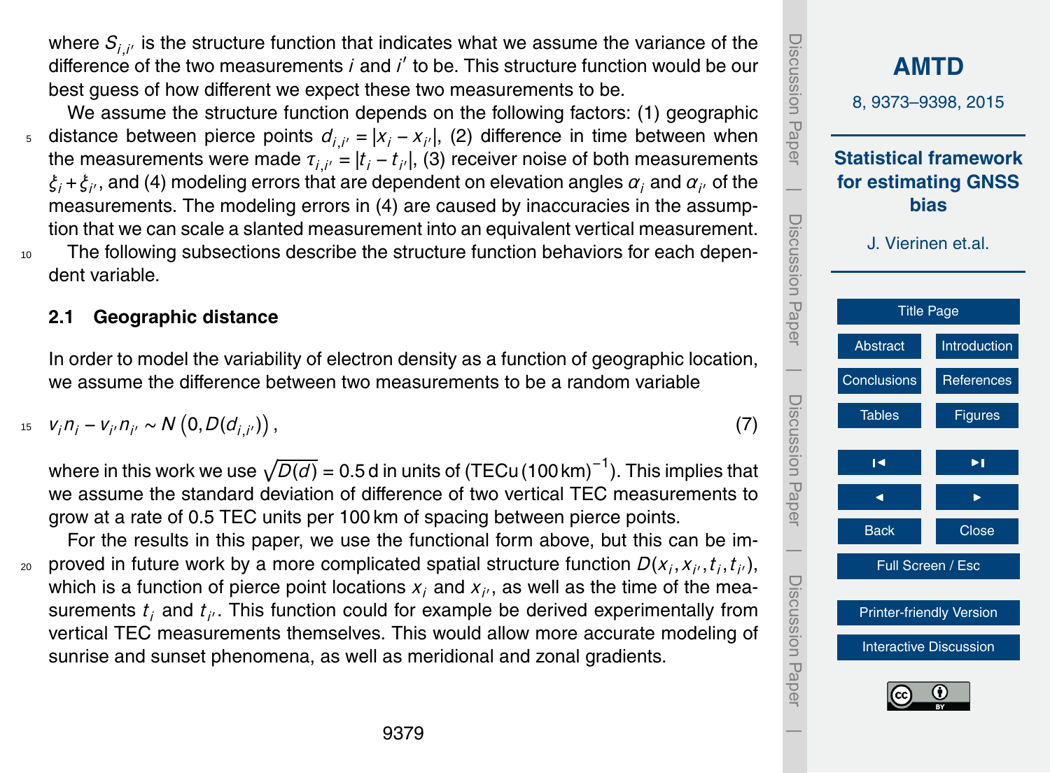where $S_{i,i'}$ is the structure function that indicates what we assume the variance of the difference of the two measurements $i$ and $i'$ to be. This structure function would be our best guess of how different we expect these two measurements to be.

We assume the structure function depends on the following factors: (1) geographic distance between pierce points $d_{i,i'} = |x_i - x_{i'}|$, (2) difference in time between when the measurements were made $\tau_{i,i'} = |t_i - t_{i'}|$, (3) receiver noise of both measurements $\xi_i + \xi_{i'}$, and (4) modeling errors that are dependent on elevation angles $\alpha_i$ and $\alpha_{i'}$ of the measurements. The modeling errors in (4) are caused by inaccuracies in the assumption that we can scale a slanted measurement into an equivalent vertical measurement.

The following subsections describe the structure function behaviors for each dependent variable.

## 2.1 Geographic distance

In order to model the variability of electron density as a function of geographic location, we assume the difference between two measurements to be a random variable

$$v_i n_i - v_{i'} n_{i'} \sim N\left(0, D(d_{i,i'})\right), \tag{7}$$

where in this work we use $\sqrt{D(d)} = 0.5\,\mathrm{d}$ in units of $(\mathrm{TECu}\,(100\,\mathrm{km})^{-1})$. This implies that we assume the standard deviation of difference of two vertical TEC measurements to grow at a rate of 0.5 TEC units per 100 km of spacing between pierce points.

For the results in this paper, we use the functional form above, but this can be improved in future work by a more complicated spatial structure function $D(x_i, x_{i'}, t_i, t_{i'})$, which is a function of pierce point locations $x_i$ and $x_{i'}$, as well as the time of the measurements $t_i$ and $t_{i'}$. This function could for example be derived experimentally from vertical TEC measurements themselves. This would allow more accurate modeling of sunrise and sunset phenomena, as well as meridional and zonal gradients.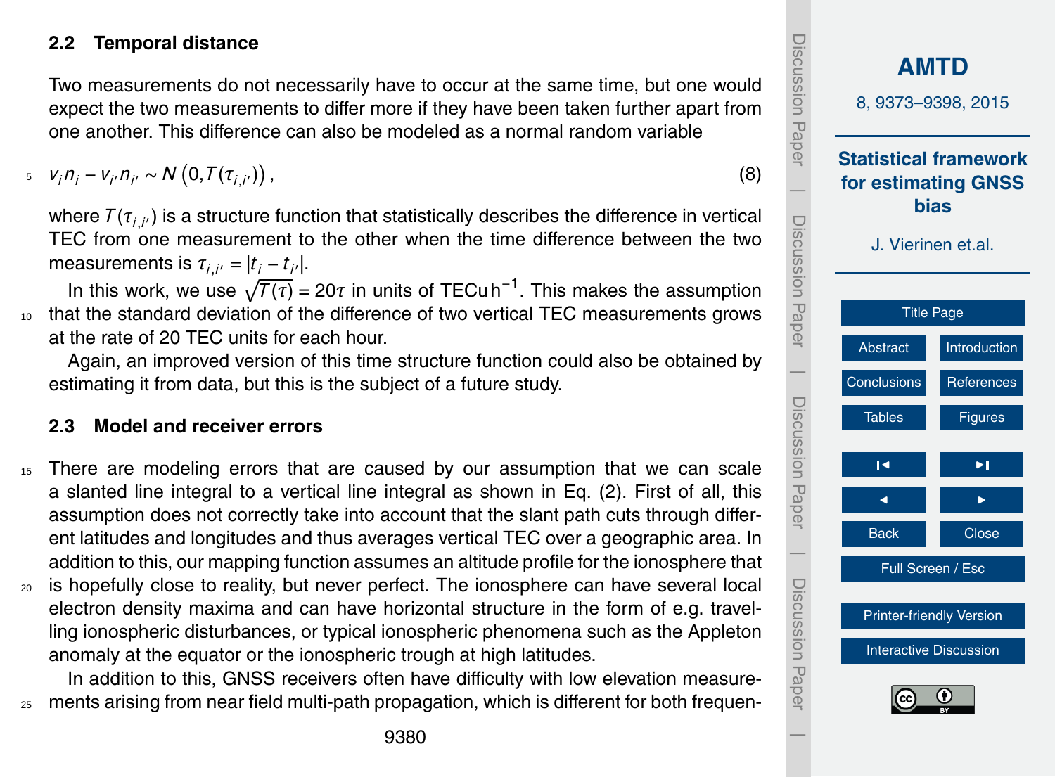### 2.2 Temporal distance

Two measurements do not necessarily have to occur at the same time, but one would expect the two measurements to differ more if they have been taken further apart from one another. This difference can also be modeled as a normal random variable

$$v_i n_i - v_{i'} n_{i'} \sim N\left(0, T(\tau_{i,i'})\right), \tag{8}$$

where $T(\tau_{i,i'})$ is a structure function that statistically describes the difference in vertical TEC from one measurement to the other when the time difference between the two measurements is $\tau_{i,i'} = |t_i - t_{i'}|$.

In this work, we use $\sqrt{T(\tau)} = 20\tau$ in units of $\mathrm{TECu\,h^{-1}}$. This makes the assumption that the standard deviation of the difference of two vertical TEC measurements grows at the rate of 20 TEC units for each hour.

Again, an improved version of this time structure function could also be obtained by estimating it from data, but this is the subject of a future study.

### 2.3 Model and receiver errors

There are modeling errors that are caused by our assumption that we can scale a slanted line integral to a vertical line integral as shown in Eq. (2). First of all, this assumption does not correctly take into account that the slant path cuts through different latitudes and longitudes and thus averages vertical TEC over a geographic area. In addition to this, our mapping function assumes an altitude profile for the ionosphere that is hopefully close to reality, but never perfect. The ionosphere can have several local electron density maxima and can have horizontal structure in the form of e.g. travelling ionospheric disturbances, or typical ionospheric phenomena such as the Appleton anomaly at the equator or the ionospheric trough at high latitudes.

In addition to this, GNSS receivers often have difficulty with low elevation measurements arising from near field multi-path propagation, which is different for both frequen-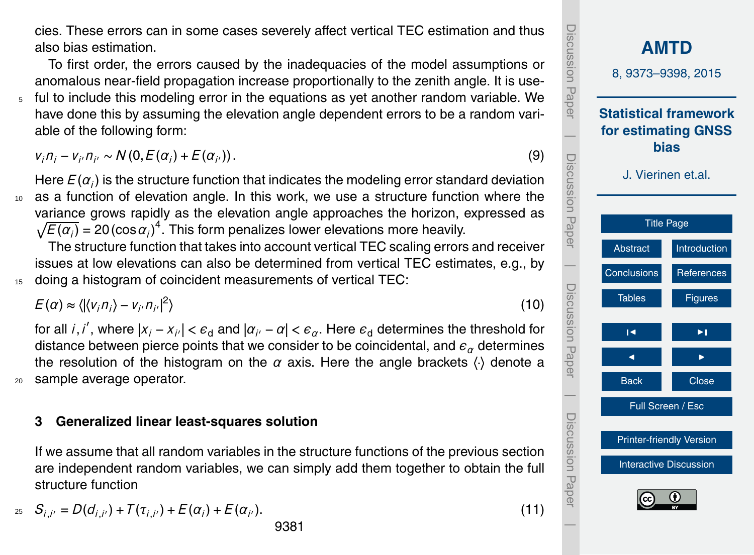cies. These errors can in some cases severely affect vertical TEC estimation and thus also bias estimation.

To first order, the errors caused by the inadequacies of the model assumptions or anomalous near-field propagation increase proportionally to the zenith angle. It is useful to include this modeling error in the equations as yet another random variable. We have done this by assuming the elevation angle dependent errors to be a random variable of the following form:

$$v_i n_i - v_{i'} n_{i'} \sim N(0, E(\alpha_i) + E(\alpha_{i'})). \tag{9}$$

Here $E(\alpha_i)$ is the structure function that indicates the modeling error standard deviation as a function of elevation angle. In this work, we use a structure function where the variance grows rapidly as the elevation angle approaches the horizon, expressed as $\sqrt{E(\alpha_i)} = 20(\cos\alpha_i)^4$. This form penalizes lower elevations more heavily.

The structure function that takes into account vertical TEC scaling errors and receiver issues at low elevations can also be determined from vertical TEC estimates, e.g., by doing a histogram of coincident measurements of vertical TEC:

$$E(\alpha) \approx \langle |\langle v_i n_i \rangle - v_{i'} n_{i'}|^2 \rangle \tag{10}$$

for all $i, i'$, where $|x_i - x_{i'}| < \epsilon_\mathrm{d}$ and $|\alpha_{i'} - \alpha| < \epsilon_\alpha$. Here $\epsilon_\mathrm{d}$ determines the threshold for distance between pierce points that we consider to be coincidental, and $\epsilon_\alpha$ determines the resolution of the histogram on the $\alpha$ axis. Here the angle brackets $\langle \cdot \rangle$ denote a sample average operator.

## 3 Generalized linear least-squares solution

If we assume that all random variables in the structure functions of the previous section are independent random variables, we can simply add them together to obtain the full structure function

$$S_{i,i'} = D(d_{i,i'}) + T(\tau_{i,i'}) + E(\alpha_i) + E(\alpha_{i'}). \tag{11}$$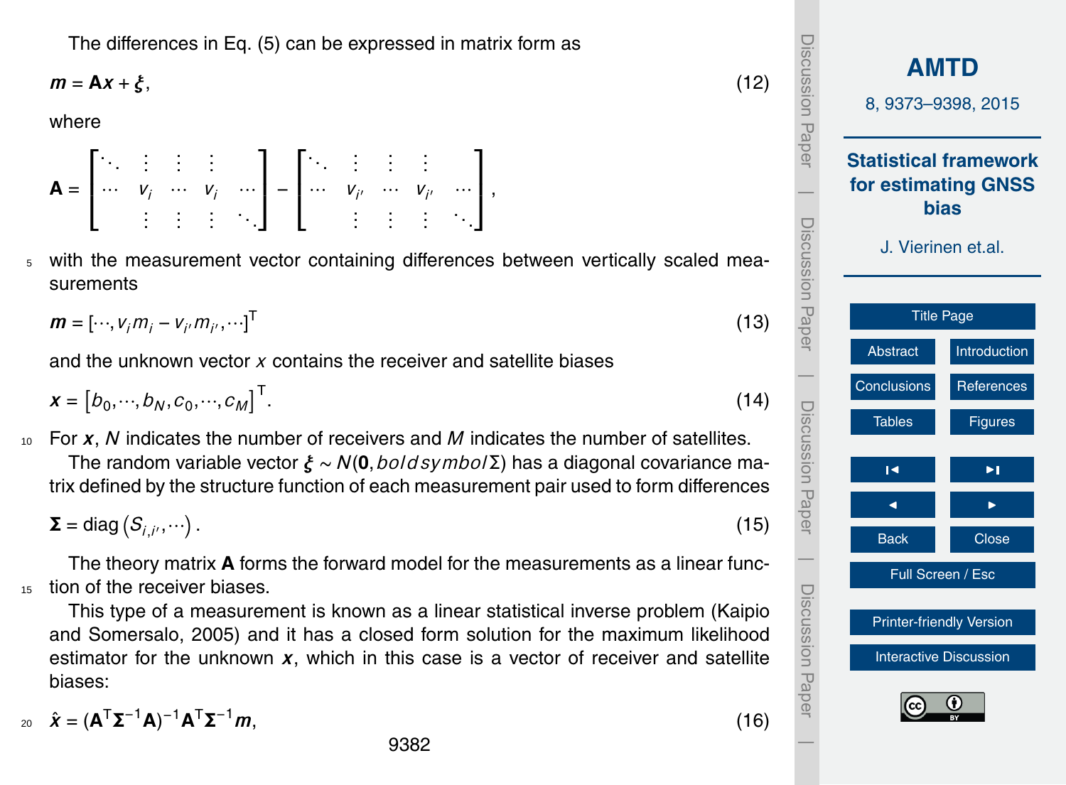The differences in Eq. (5) can be expressed in matrix form as

$$\boldsymbol{m} = \mathbf{A}\boldsymbol{x} + \boldsymbol{\xi}, \tag{12}$$

where

$$\mathbf{A} = \begin{bmatrix} \ddots & \vdots & \vdots & \vdots & \\ \cdots & v_i & \cdots & v_i & \cdots \\ & \vdots & \vdots & \vdots & \ddots \end{bmatrix} - \begin{bmatrix} \ddots & \vdots & \vdots & \vdots & \\ \cdots & v_{i'} & \cdots & v_{i'} & \cdots \\ & \vdots & \vdots & \vdots & \ddots \end{bmatrix},$$

with the measurement vector containing differences between vertically scaled measurements

$$\boldsymbol{m} = [\cdots, v_i m_i - v_{i'} m_{i'}, \cdots]^{\mathrm{T}} \tag{13}$$

and the unknown vector $x$ contains the receiver and satellite biases

$$\boldsymbol{x} = \left[b_0, \cdots, b_N, c_0, \cdots, c_M\right]^{\mathrm{T}}. \tag{14}$$

For $\boldsymbol{x}$, $N$ indicates the number of receivers and $M$ indicates the number of satellites.

The random variable vector $\boldsymbol{\xi} \sim N(\mathbf{0}, boldsymbol\Sigma)$ has a diagonal covariance matrix defined by the structure function of each measurement pair used to form differences

$$\boldsymbol{\Sigma} = \mathrm{diag}\left(S_{i,i'}, \cdots\right). \tag{15}$$

The theory matrix $\mathbf{A}$ forms the forward model for the measurements as a linear function of the receiver biases.

This type of a measurement is known as a linear statistical inverse problem (Kaipio and Somersalo, 2005) and it has a closed form solution for the maximum likelihood estimator for the unknown $\boldsymbol{x}$, which in this case is a vector of receiver and satellite biases:

$$\hat{\boldsymbol{x}} = (\mathbf{A}^{\mathrm{T}}\boldsymbol{\Sigma}^{-1}\mathbf{A})^{-1}\mathbf{A}^{\mathrm{T}}\boldsymbol{\Sigma}^{-1}\boldsymbol{m}, \tag{16}$$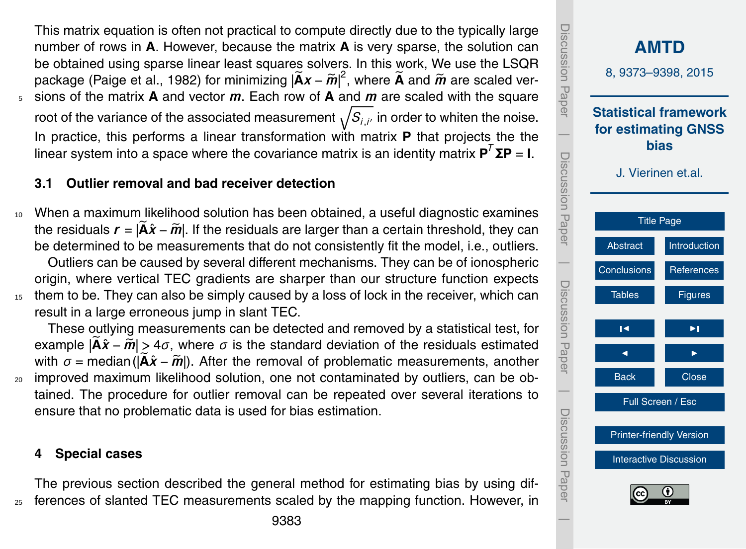This matrix equation is often not practical to compute directly due to the typically large number of rows in **A**. However, because the matrix **A** is very sparse, the solution can be obtained using sparse linear least squares solvers. In this work, We use the LSQR package (Paige et al., 1982) for minimizing $|\widetilde{\mathbf{A}}\boldsymbol{x} - \widetilde{\boldsymbol{m}}|^2$, where $\widetilde{\mathbf{A}}$ and $\widetilde{\boldsymbol{m}}$ are scaled versions of the matrix **A** and vector $\boldsymbol{m}$. Each row of **A** and $\boldsymbol{m}$ are scaled with the square root of the variance of the associated measurement $\sqrt{S_{i,i'}}$ in order to whiten the noise. In practice, this performs a linear transformation with matrix **P** that projects the the linear system into a space where the covariance matrix is an identity matrix $\mathbf{P}^T\mathbf{\Sigma}\mathbf{P} = \mathbf{I}$.

### 3.1 Outlier removal and bad receiver detection

When a maximum likelihood solution has been obtained, a useful diagnostic examines the residuals $\boldsymbol{r} = |\widetilde{\mathbf{A}}\hat{\boldsymbol{x}} - \widetilde{\boldsymbol{m}}|$. If the residuals are larger than a certain threshold, they can be determined to be measurements that do not consistently fit the model, i.e., outliers.

Outliers can be caused by several different mechanisms. They can be of ionospheric origin, where vertical TEC gradients are sharper than our structure function expects them to be. They can also be simply caused by a loss of lock in the receiver, which can result in a large erroneous jump in slant TEC.

These outlying measurements can be detected and removed by a statistical test, for example $|\widetilde{\mathbf{A}}\hat{\boldsymbol{x}} - \widetilde{\boldsymbol{m}}| > 4\sigma$, where $\sigma$ is the standard deviation of the residuals estimated with $\sigma = \text{median}(|\widetilde{\mathbf{A}}\hat{\boldsymbol{x}} - \widetilde{\boldsymbol{m}}|)$. After the removal of problematic measurements, another improved maximum likelihood solution, one not contaminated by outliers, can be obtained. The procedure for outlier removal can be repeated over several iterations to ensure that no problematic data is used for bias estimation.

## 4 Special cases

The previous section described the general method for estimating bias by using differences of slanted TEC measurements scaled by the mapping function. However, in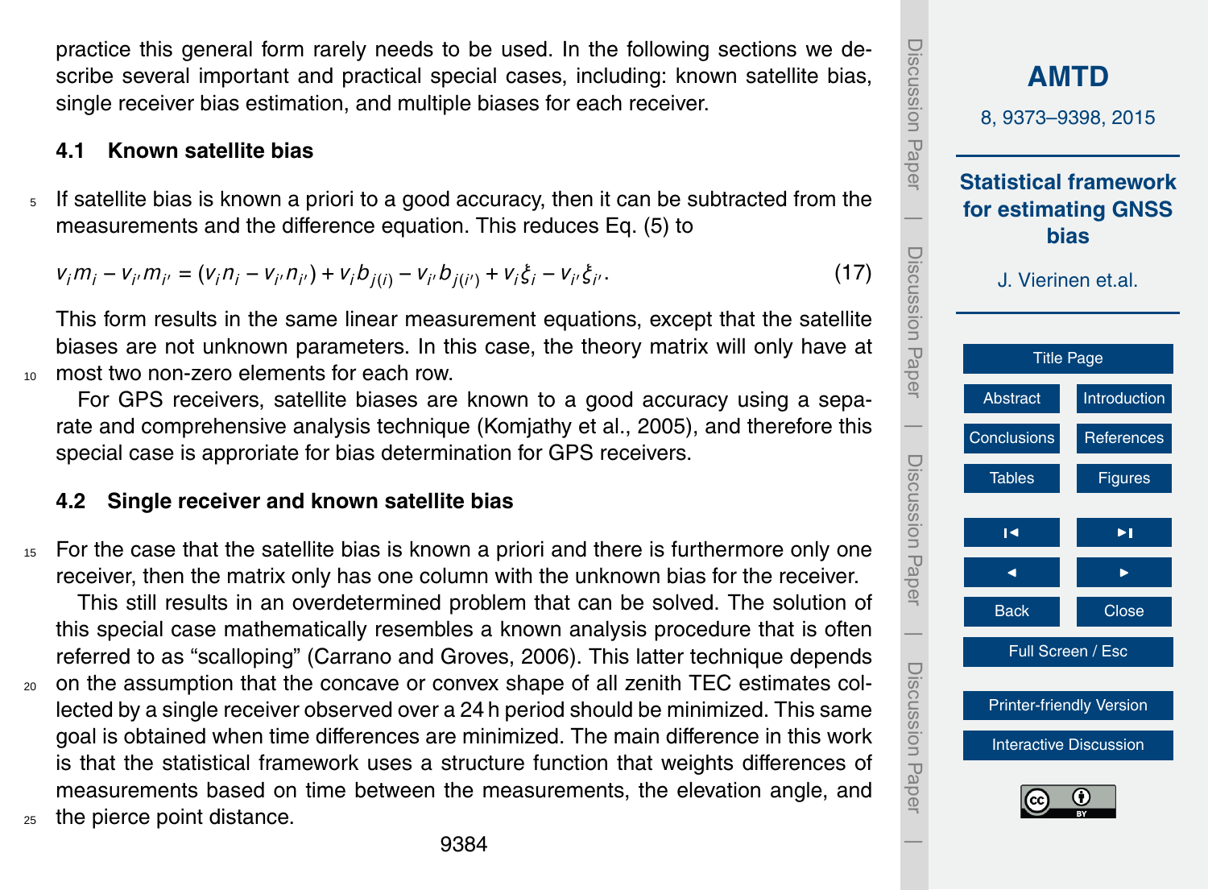practice this general form rarely needs to be used. In the following sections we describe several important and practical special cases, including: known satellite bias, single receiver bias estimation, and multiple biases for each receiver.

### 4.1 Known satellite bias

If satellite bias is known a priori to a good accuracy, then it can be subtracted from the measurements and the difference equation. This reduces Eq. (5) to

$$v_i m_i - v_{i'} m_{i'} = (v_i n_i - v_{i'} n_{i'}) + v_i b_{j(i)} - v_{i'} b_{j(i')} + v_i \xi_i - v_{i'} \xi_{i'}. \tag{17}$$

This form results in the same linear measurement equations, except that the satellite biases are not unknown parameters. In this case, the theory matrix will only have at most two non-zero elements for each row.

For GPS receivers, satellite biases are known to a good accuracy using a separate and comprehensive analysis technique (Komjathy et al., 2005), and therefore this special case is approriate for bias determination for GPS receivers.

### 4.2 Single receiver and known satellite bias

For the case that the satellite bias is known a priori and there is furthermore only one receiver, then the matrix only has one column with the unknown bias for the receiver.

This still results in an overdetermined problem that can be solved. The solution of this special case mathematically resembles a known analysis procedure that is often referred to as "scalloping" (Carrano and Groves, 2006). This latter technique depends on the assumption that the concave or convex shape of all zenith TEC estimates collected by a single receiver observed over a 24 h period should be minimized. This same goal is obtained when time differences are minimized. The main difference in this work is that the statistical framework uses a structure function that weights differences of measurements based on time between the measurements, the elevation angle, and the pierce point distance.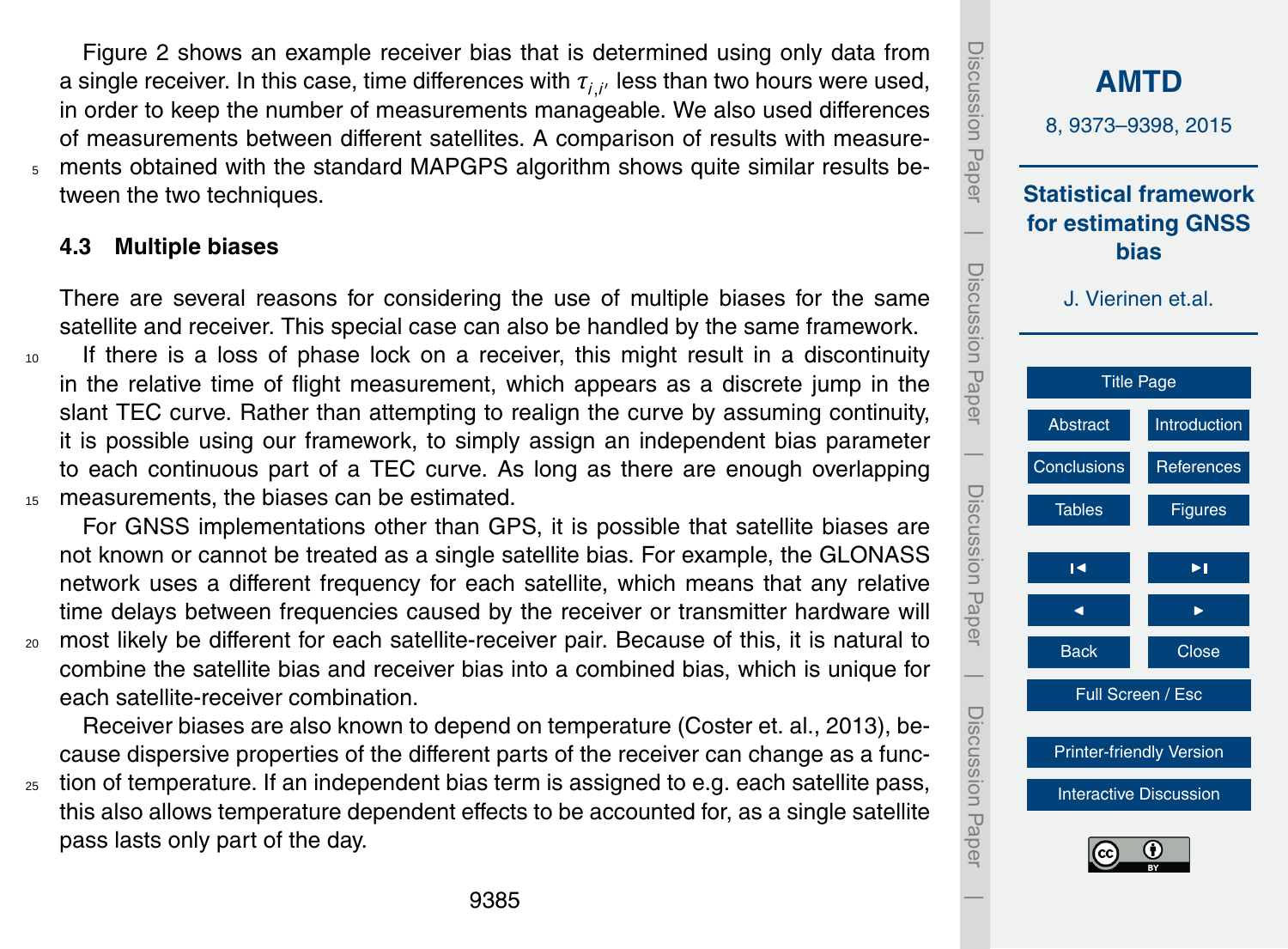Figure 2 shows an example receiver bias that is determined using only data from a single receiver. In this case, time differences with $\tau_{i,i'}$ less than two hours were used, in order to keep the number of measurements manageable. We also used differences of measurements between different satellites. A comparison of results with measurements obtained with the standard MAPGPS algorithm shows quite similar results between the two techniques.

### 4.3 Multiple biases

There are several reasons for considering the use of multiple biases for the same satellite and receiver. This special case can also be handled by the same framework.

If there is a loss of phase lock on a receiver, this might result in a discontinuity in the relative time of flight measurement, which appears as a discrete jump in the slant TEC curve. Rather than attempting to realign the curve by assuming continuity, it is possible using our framework, to simply assign an independent bias parameter to each continuous part of a TEC curve. As long as there are enough overlapping measurements, the biases can be estimated.

For GNSS implementations other than GPS, it is possible that satellite biases are not known or cannot be treated as a single satellite bias. For example, the GLONASS network uses a different frequency for each satellite, which means that any relative time delays between frequencies caused by the receiver or transmitter hardware will most likely be different for each satellite-receiver pair. Because of this, it is natural to combine the satellite bias and receiver bias into a combined bias, which is unique for each satellite-receiver combination.

Receiver biases are also known to depend on temperature (Coster et. al., 2013), because dispersive properties of the different parts of the receiver can change as a function of temperature. If an independent bias term is assigned to e.g. each satellite pass, this also allows temperature dependent effects to be accounted for, as a single satellite pass lasts only part of the day.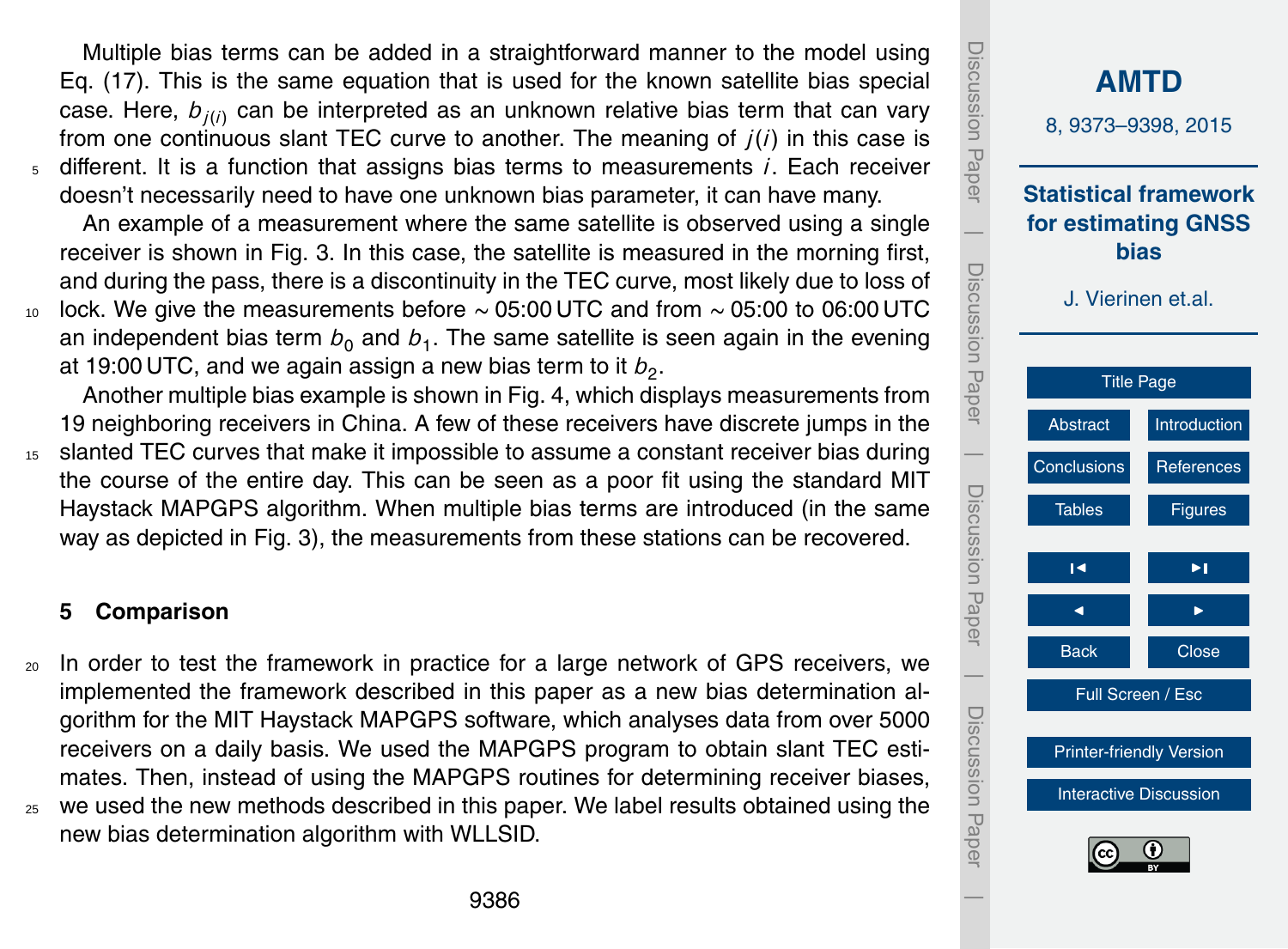Multiple bias terms can be added in a straightforward manner to the model using Eq. (17). This is the same equation that is used for the known satellite bias special case. Here, $b_{j(i)}$ can be interpreted as an unknown relative bias term that can vary from one continuous slant TEC curve to another. The meaning of $j(i)$ in this case is different. It is a function that assigns bias terms to measurements $i$. Each receiver doesn't necessarily need to have one unknown bias parameter, it can have many.

An example of a measurement where the same satellite is observed using a single receiver is shown in Fig. 3. In this case, the satellite is measured in the morning first, and during the pass, there is a discontinuity in the TEC curve, most likely due to loss of lock. We give the measurements before ∼ 05:00 UTC and from ∼ 05:00 to 06:00 UTC an independent bias term $b_0$ and $b_1$. The same satellite is seen again in the evening at 19:00 UTC, and we again assign a new bias term to it $b_2$.

Another multiple bias example is shown in Fig. 4, which displays measurements from 19 neighboring receivers in China. A few of these receivers have discrete jumps in the slanted TEC curves that make it impossible to assume a constant receiver bias during the course of the entire day. This can be seen as a poor fit using the standard MIT Haystack MAPGPS algorithm. When multiple bias terms are introduced (in the same way as depicted in Fig. 3), the measurements from these stations can be recovered.

## 5 Comparison

In order to test the framework in practice for a large network of GPS receivers, we implemented the framework described in this paper as a new bias determination algorithm for the MIT Haystack MAPGPS software, which analyses data from over 5000 receivers on a daily basis. We used the MAPGPS program to obtain slant TEC estimates. Then, instead of using the MAPGPS routines for determining receiver biases, we used the new methods described in this paper. We label results obtained using the new bias determination algorithm with WLLSID.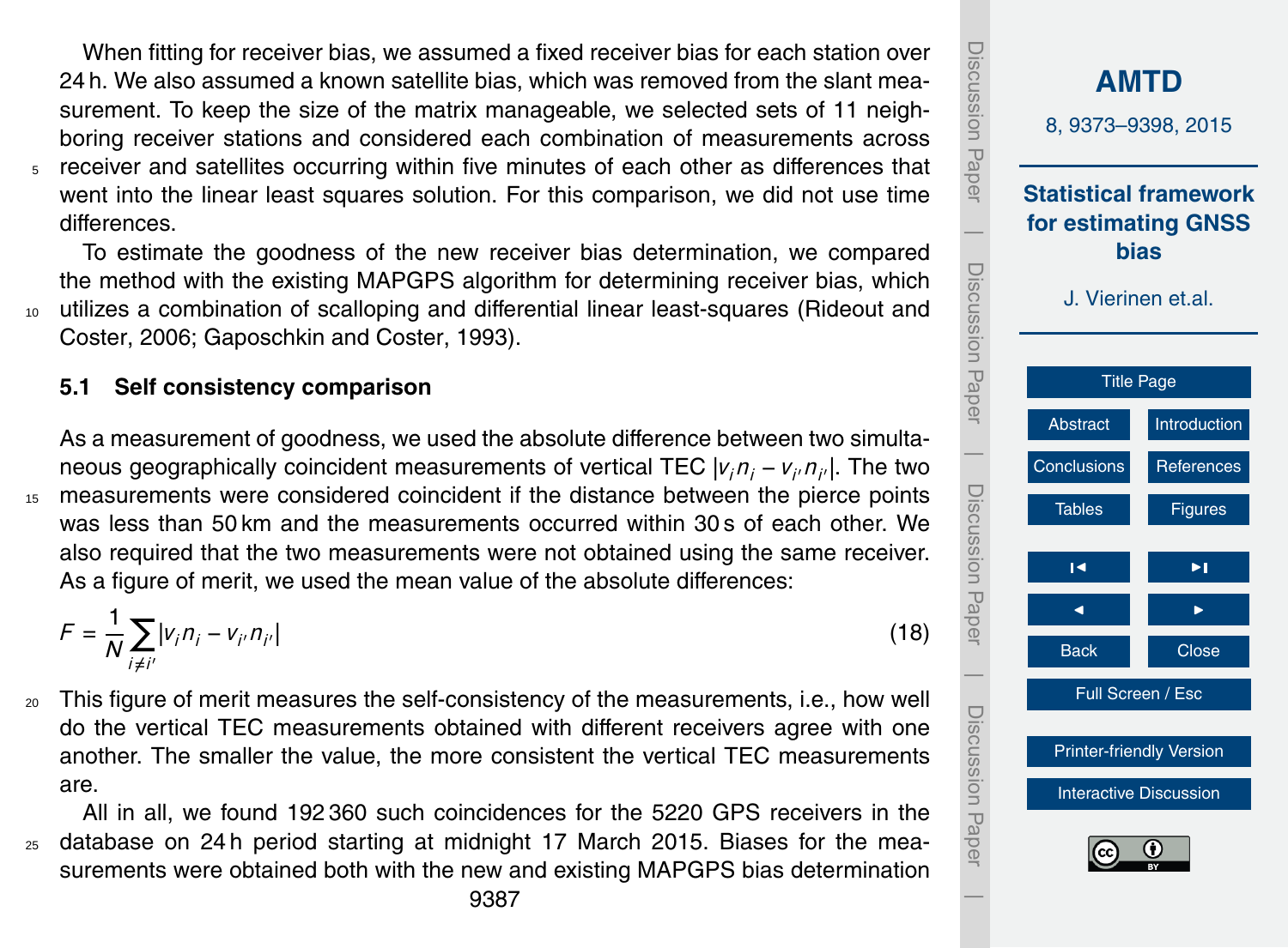When fitting for receiver bias, we assumed a fixed receiver bias for each station over 24 h. We also assumed a known satellite bias, which was removed from the slant measurement. To keep the size of the matrix manageable, we selected sets of 11 neighboring receiver stations and considered each combination of measurements across receiver and satellites occurring within five minutes of each other as differences that went into the linear least squares solution. For this comparison, we did not use time differences.

To estimate the goodness of the new receiver bias determination, we compared the method with the existing MAPGPS algorithm for determining receiver bias, which utilizes a combination of scalloping and differential linear least-squares (Rideout and Coster, 2006; Gaposchkin and Coster, 1993).

### 5.1 Self consistency comparison

As a measurement of goodness, we used the absolute difference between two simultaneous geographically coincident measurements of vertical TEC $|v_i n_i - v_{i'} n_{i'}|$. The two measurements were considered coincident if the distance between the pierce points was less than 50 km and the measurements occurred within 30 s of each other. We also required that the two measurements were not obtained using the same receiver. As a figure of merit, we used the mean value of the absolute differences:

$$F = \frac{1}{N} \sum_{i \neq i'} |v_i n_i - v_{i'} n_{i'}| \qquad (18)$$

This figure of merit measures the self-consistency of the measurements, i.e., how well do the vertical TEC measurements obtained with different receivers agree with one another. The smaller the value, the more consistent the vertical TEC measurements are.

All in all, we found 192 360 such coincidences for the 5220 GPS receivers in the database on 24 h period starting at midnight 17 March 2015. Biases for the measurements were obtained both with the new and existing MAPGPS bias determination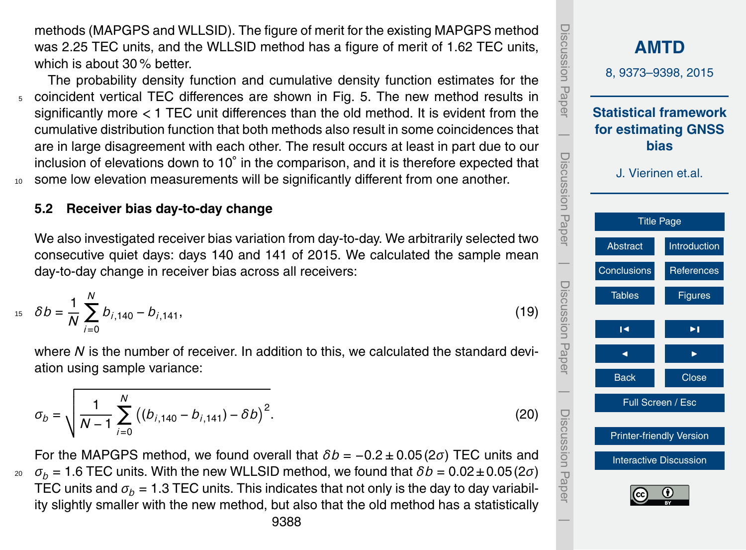methods (MAPGPS and WLLSID). The figure of merit for the existing MAPGPS method was 2.25 TEC units, and the WLLSID method has a figure of merit of 1.62 TEC units, which is about 30 % better.

The probability density function and cumulative density function estimates for the coincident vertical TEC differences are shown in Fig. 5. The new method results in significantly more < 1 TEC unit differences than the old method. It is evident from the cumulative distribution function that both methods also result in some coincidences that are in large disagreement with each other. The result occurs at least in part due to our inclusion of elevations down to 10˚ in the comparison, and it is therefore expected that some low elevation measurements will be significantly different from one another.

## 5.2 Receiver bias day-to-day change

We also investigated receiver bias variation from day-to-day. We arbitrarily selected two consecutive quiet days: days 140 and 141 of 2015. We calculated the sample mean day-to-day change in receiver bias across all receivers:

$$\delta b = \frac{1}{N} \sum_{i=0}^{N} b_{i,140} - b_{i,141}, \tag{19}$$

where $N$ is the number of receiver. In addition to this, we calculated the standard deviation using sample variance:

$$\sigma_b = \sqrt{\frac{1}{N-1} \sum_{i=0}^{N} \left( (b_{i,140} - b_{i,141}) - \delta b \right)^2}. \tag{20}$$

For the MAPGPS method, we found overall that $\delta b = -0.2 \pm 0.05\,(2\sigma)$ TEC units and $\sigma_b = 1.6$ TEC units. With the new WLLSID method, we found that $\delta b = 0.02 \pm 0.05\,(2\sigma)$ TEC units and $\sigma_b = 1.3$ TEC units. This indicates that not only is the day to day variability slightly smaller with the new method, but also that the old method has a statistically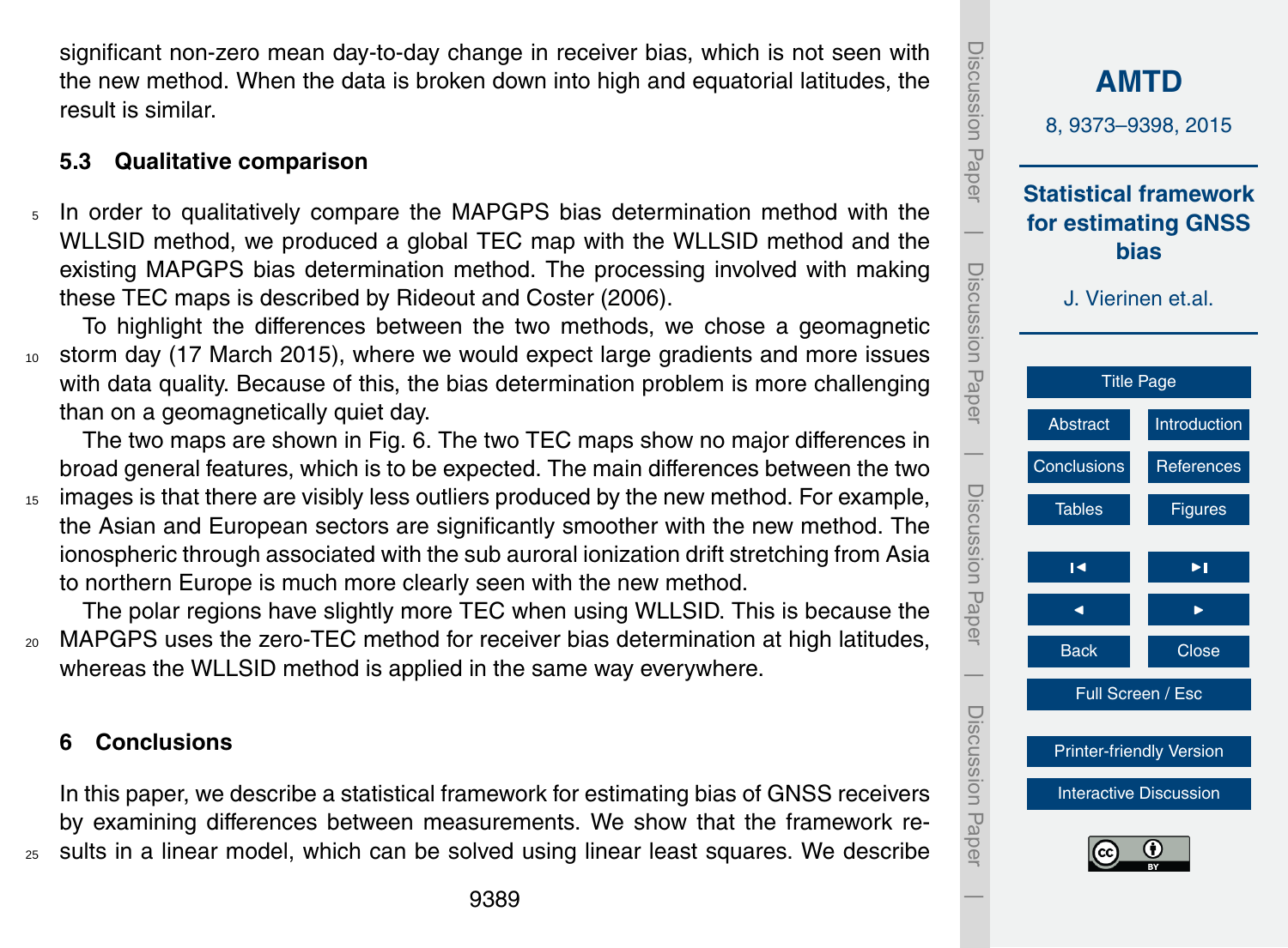significant non-zero mean day-to-day change in receiver bias, which is not seen with the new method. When the data is broken down into high and equatorial latitudes, the result is similar.

### 5.3 Qualitative comparison

In order to qualitatively compare the MAPGPS bias determination method with the WLLSID method, we produced a global TEC map with the WLLSID method and the existing MAPGPS bias determination method. The processing involved with making these TEC maps is described by Rideout and Coster (2006).

To highlight the differences between the two methods, we chose a geomagnetic storm day (17 March 2015), where we would expect large gradients and more issues with data quality. Because of this, the bias determination problem is more challenging than on a geomagnetically quiet day.

The two maps are shown in Fig. 6. The two TEC maps show no major differences in broad general features, which is to be expected. The main differences between the two images is that there are visibly less outliers produced by the new method. For example, the Asian and European sectors are significantly smoother with the new method. The ionospheric through associated with the sub auroral ionization drift stretching from Asia to northern Europe is much more clearly seen with the new method.

The polar regions have slightly more TEC when using WLLSID. This is because the MAPGPS uses the zero-TEC method for receiver bias determination at high latitudes, whereas the WLLSID method is applied in the same way everywhere.

## 6 Conclusions

In this paper, we describe a statistical framework for estimating bias of GNSS receivers by examining differences between measurements. We show that the framework results in a linear model, which can be solved using linear least squares. We describe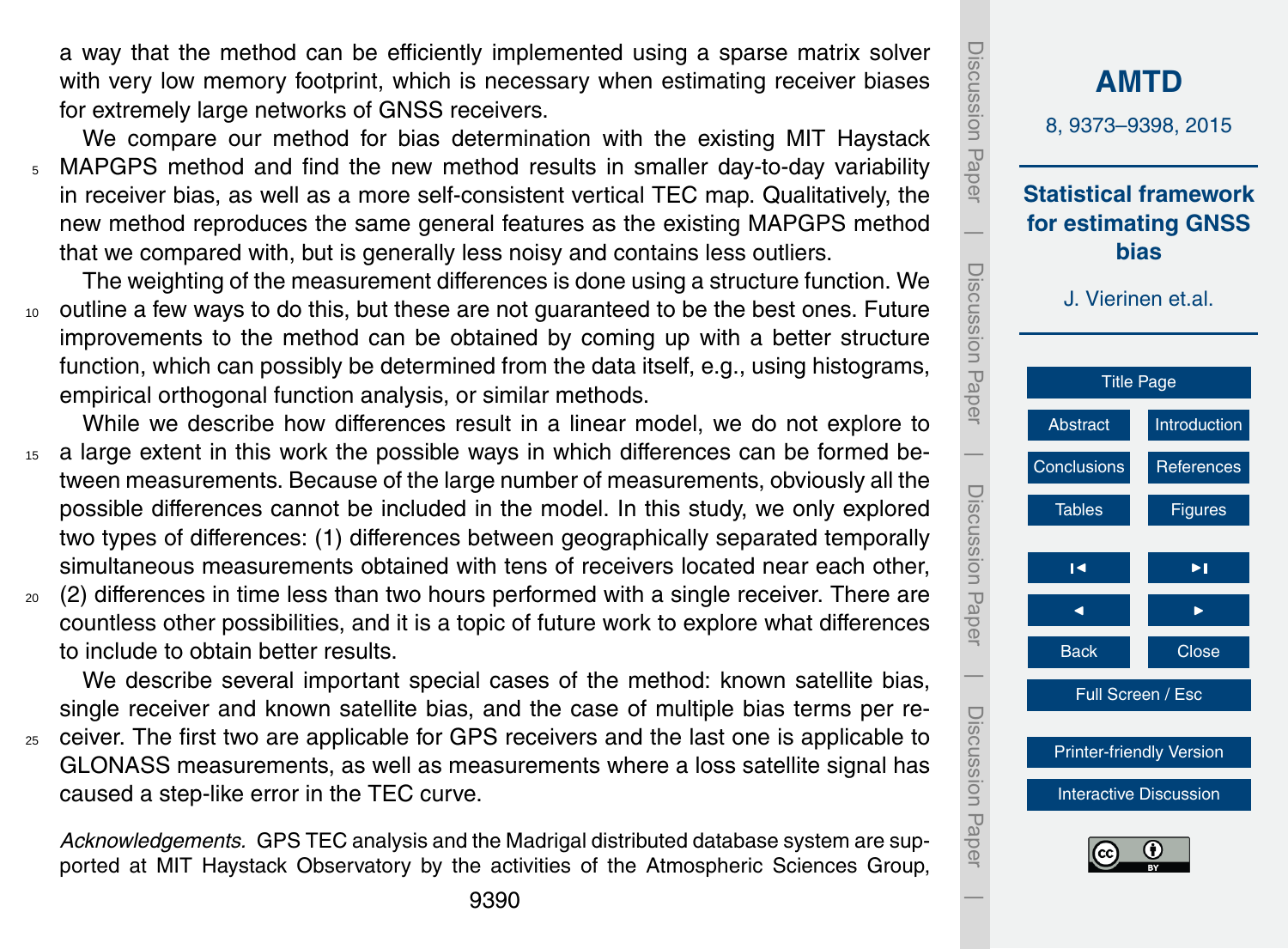a way that the method can be efficiently implemented using a sparse matrix solver with very low memory footprint, which is necessary when estimating receiver biases for extremely large networks of GNSS receivers.

We compare our method for bias determination with the existing MIT Haystack MAPGPS method and find the new method results in smaller day-to-day variability in receiver bias, as well as a more self-consistent vertical TEC map. Qualitatively, the new method reproduces the same general features as the existing MAPGPS method that we compared with, but is generally less noisy and contains less outliers.

The weighting of the measurement differences is done using a structure function. We outline a few ways to do this, but these are not guaranteed to be the best ones. Future improvements to the method can be obtained by coming up with a better structure function, which can possibly be determined from the data itself, e.g., using histograms, empirical orthogonal function analysis, or similar methods.

While we describe how differences result in a linear model, we do not explore to a large extent in this work the possible ways in which differences can be formed between measurements. Because of the large number of measurements, obviously all the possible differences cannot be included in the model. In this study, we only explored two types of differences: (1) differences between geographically separated temporally simultaneous measurements obtained with tens of receivers located near each other, (2) differences in time less than two hours performed with a single receiver. There are countless other possibilities, and it is a topic of future work to explore what differences to include to obtain better results.

We describe several important special cases of the method: known satellite bias, single receiver and known satellite bias, and the case of multiple bias terms per receiver. The first two are applicable for GPS receivers and the last one is applicable to GLONASS measurements, as well as measurements where a loss satellite signal has caused a step-like error in the TEC curve.

*Acknowledgements.* GPS TEC analysis and the Madrigal distributed database system are supported at MIT Haystack Observatory by the activities of the Atmospheric Sciences Group,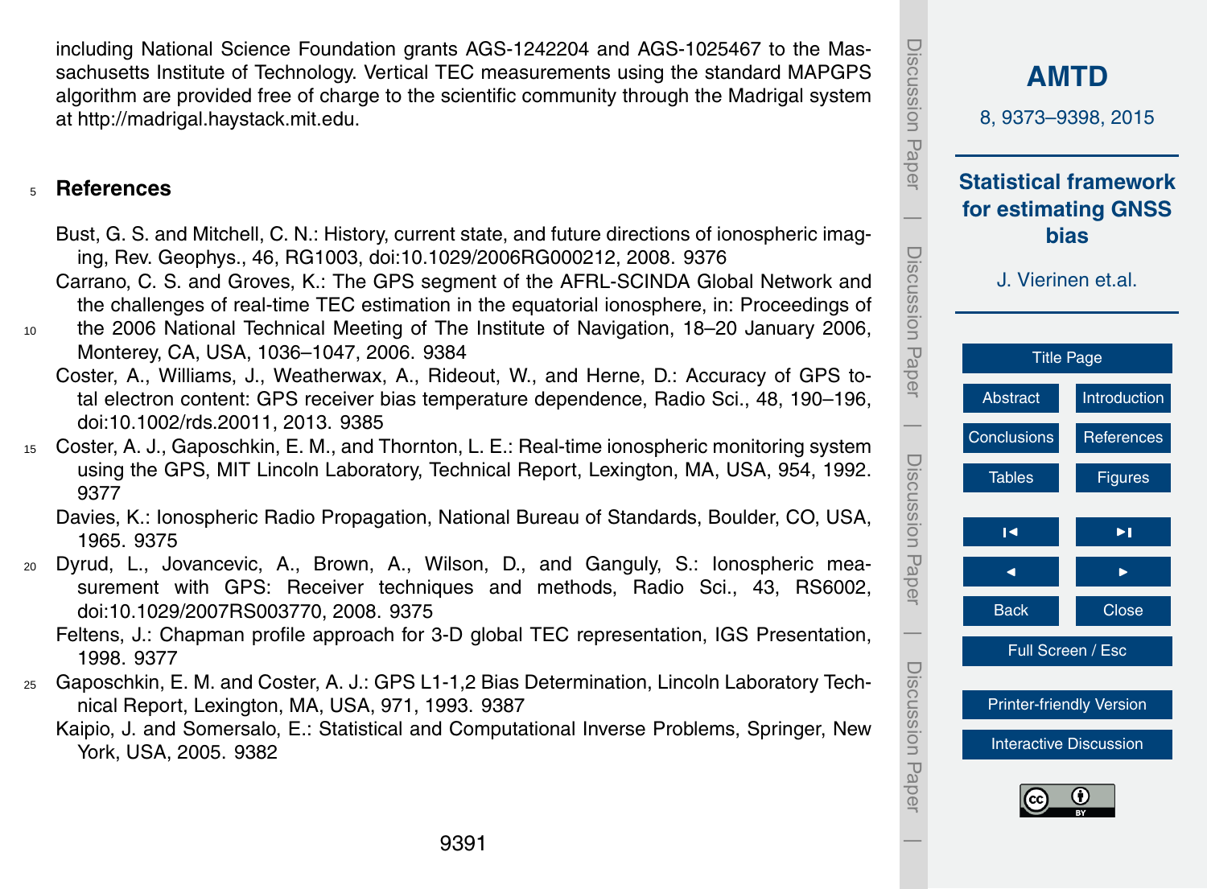including National Science Foundation grants AGS-1242204 and AGS-1025467 to the Massachusetts Institute of Technology. Vertical TEC measurements using the standard MAPGPS algorithm are provided free of charge to the scientific community through the Madrigal system at http://madrigal.haystack.mit.edu.

## References

Bust, G. S. and Mitchell, C. N.: History, current state, and future directions of ionospheric imaging, Rev. Geophys., 46, RG1003, doi:10.1029/2006RG000212, 2008. 9376

Carrano, C. S. and Groves, K.: The GPS segment of the AFRL-SCINDA Global Network and the challenges of real-time TEC estimation in the equatorial ionosphere, in: Proceedings of the 2006 National Technical Meeting of The Institute of Navigation, 18–20 January 2006, Monterey, CA, USA, 1036–1047, 2006. 9384

Coster, A., Williams, J., Weatherwax, A., Rideout, W., and Herne, D.: Accuracy of GPS total electron content: GPS receiver bias temperature dependence, Radio Sci., 48, 190–196, doi:10.1002/rds.20011, 2013. 9385

Coster, A. J., Gaposchkin, E. M., and Thornton, L. E.: Real-time ionospheric monitoring system using the GPS, MIT Lincoln Laboratory, Technical Report, Lexington, MA, USA, 954, 1992. 9377

Davies, K.: Ionospheric Radio Propagation, National Bureau of Standards, Boulder, CO, USA, 1965. 9375

Dyrud, L., Jovancevic, A., Brown, A., Wilson, D., and Ganguly, S.: Ionospheric measurement with GPS: Receiver techniques and methods, Radio Sci., 43, RS6002, doi:10.1029/2007RS003770, 2008. 9375

Feltens, J.: Chapman profile approach for 3-D global TEC representation, IGS Presentation, 1998. 9377

Gaposchkin, E. M. and Coster, A. J.: GPS L1-1,2 Bias Determination, Lincoln Laboratory Technical Report, Lexington, MA, USA, 971, 1993. 9387

Kaipio, J. and Somersalo, E.: Statistical and Computational Inverse Problems, Springer, New York, USA, 2005. 9382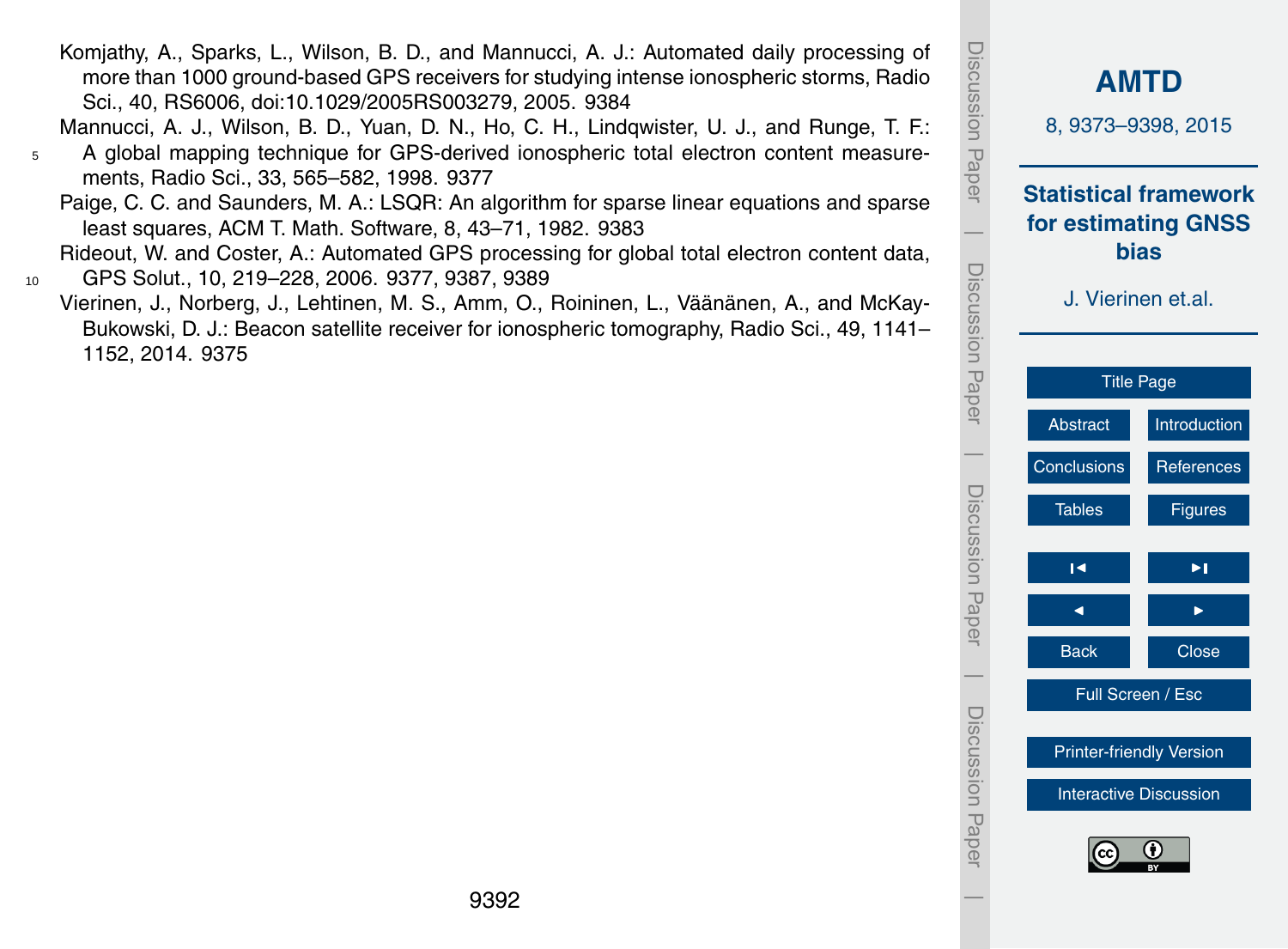Komjathy, A., Sparks, L., Wilson, B. D., and Mannucci, A. J.: Automated daily processing of more than 1000 ground-based GPS receivers for studying intense ionospheric storms, Radio Sci., 40, RS6006, doi:10.1029/2005RS003279, 2005. 9384

Mannucci, A. J., Wilson, B. D., Yuan, D. N., Ho, C. H., Lindqwister, U. J., and Runge, T. F.: A global mapping technique for GPS-derived ionospheric total electron content measurements, Radio Sci., 33, 565–582, 1998. 9377

Paige, C. C. and Saunders, M. A.: LSQR: An algorithm for sparse linear equations and sparse least squares, ACM T. Math. Software, 8, 43–71, 1982. 9383

Rideout, W. and Coster, A.: Automated GPS processing for global total electron content data, GPS Solut., 10, 219–228, 2006. 9377, 9387, 9389

Vierinen, J., Norberg, J., Lehtinen, M. S., Amm, O., Roininen, L., Väänänen, A., and McKay-Bukowski, D. J.: Beacon satellite receiver for ionospheric tomography, Radio Sci., 49, 1141–1152, 2014. 9375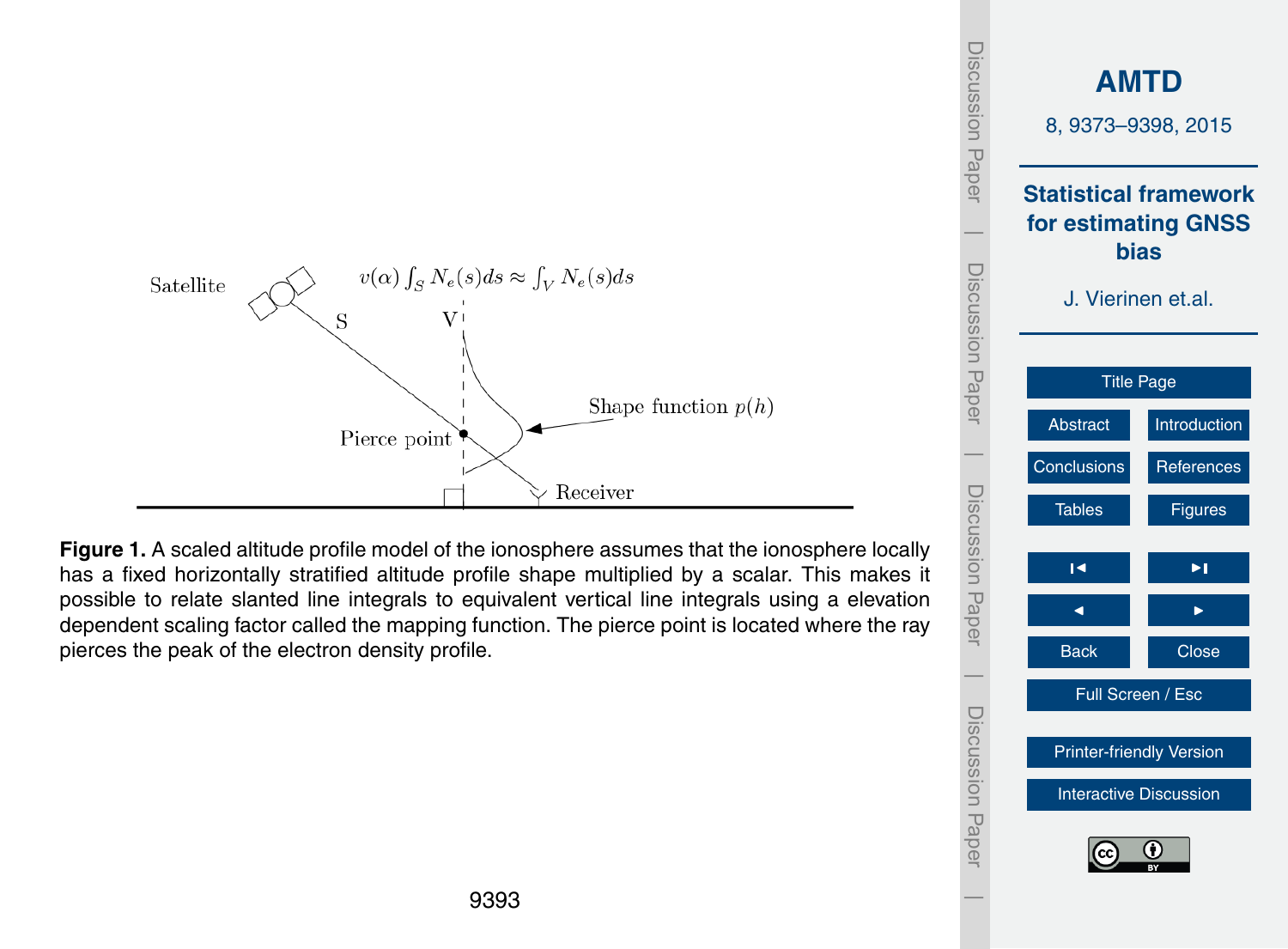Figure 1. A scaled altitude profile model of the ionosphere assumes that the ionosphere locally has a fixed horizontally stratified altitude profile shape multiplied by a scalar. This makes it possible to relate slanted line integrals to equivalent vertical line integrals using a elevation dependent scaling factor called the mapping function. The pierce point is located where the ray pierces the peak of the electron density profile.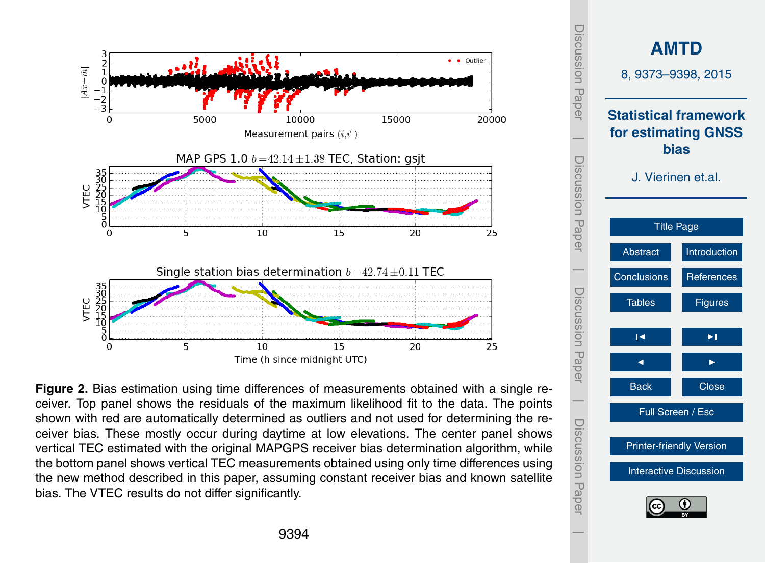**Figure 2.** Bias estimation using time differences of measurements obtained with a single receiver. Top panel shows the residuals of the maximum likelihood fit to the data. The points shown with red are automatically determined as outliers and not used for determining the receiver bias. These mostly occur during daytime at low elevations. The center panel shows vertical TEC estimated with the original MAPGPS receiver bias determination algorithm, while the bottom panel shows vertical TEC measurements obtained using only time differences using the new method described in this paper, assuming constant receiver bias and known satellite bias. The VTEC results do not differ significantly.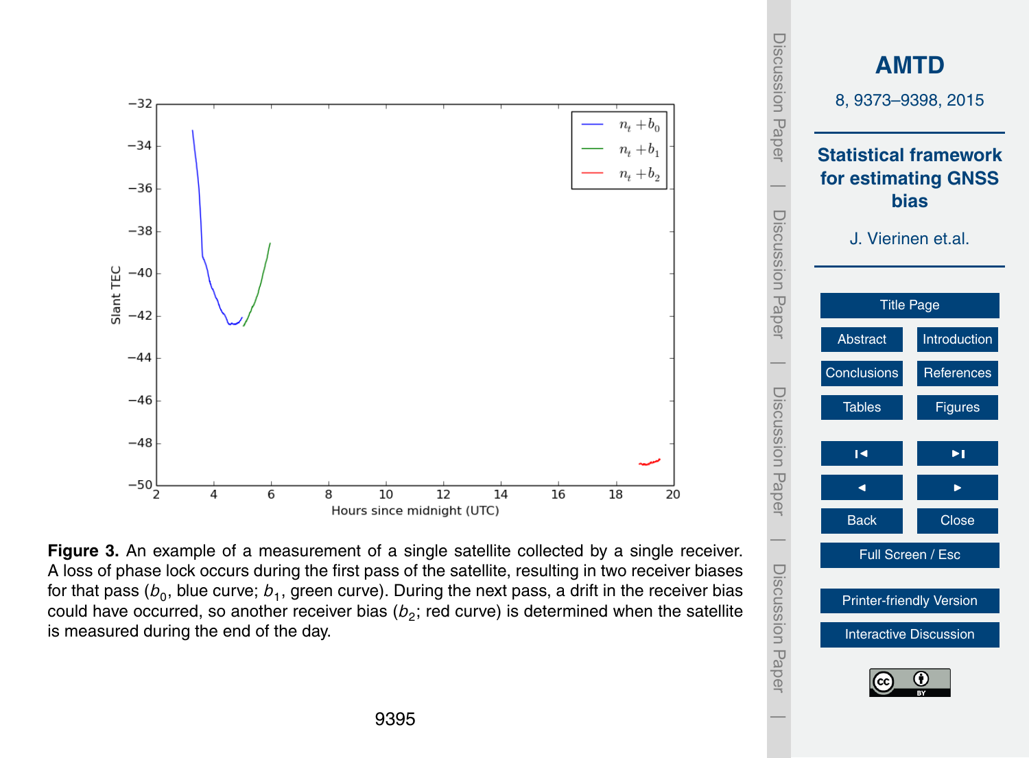**Figure 3.** An example of a measurement of a single satellite collected by a single receiver. A loss of phase lock occurs during the first pass of the satellite, resulting in two receiver biases for that pass ($b_0$, blue curve; $b_1$, green curve). During the next pass, a drift in the receiver bias could have occurred, so another receiver bias ($b_2$; red curve) is determined when the satellite is measured during the end of the day.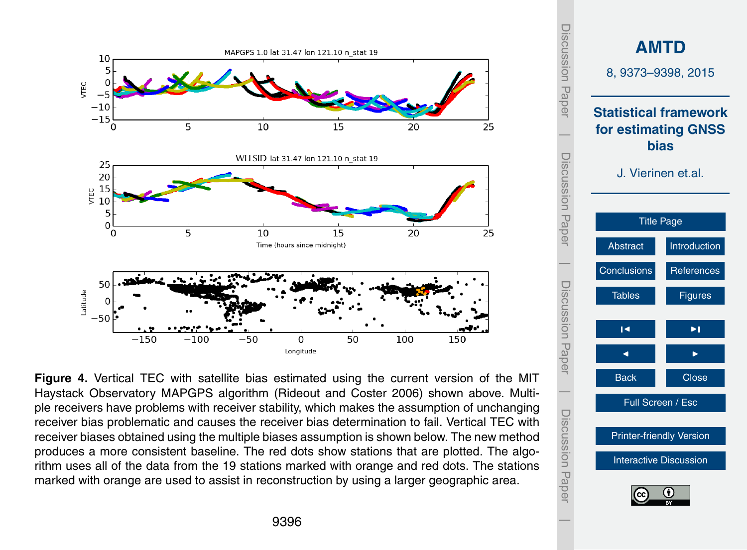**Figure 4.** Vertical TEC with satellite bias estimated using the current version of the MIT Haystack Observatory MAPGPS algorithm (Rideout and Coster 2006) shown above. Multiple receivers have problems with receiver stability, which makes the assumption of unchanging receiver bias problematic and causes the receiver bias determination to fail. Vertical TEC with receiver biases obtained using the multiple biases assumption is shown below. The new method produces a more consistent baseline. The red dots show stations that are plotted. The algorithm uses all of the data from the 19 stations marked with orange and red dots. The stations marked with orange are used to assist in reconstruction by using a larger geographic area.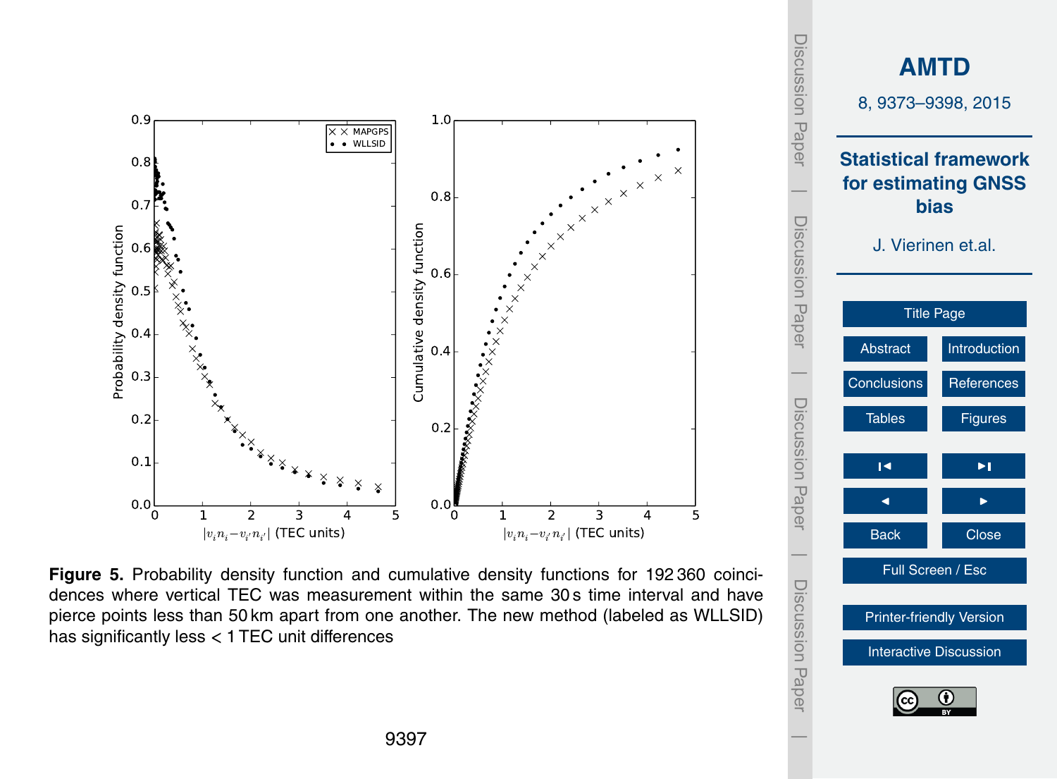**Figure 5.** Probability density function and cumulative density functions for 192 360 coincidences where vertical TEC was measurement within the same 30 s time interval and have pierce points less than 50 km apart from one another. The new method (labeled as WLLSID) has significantly less < 1 TEC unit differences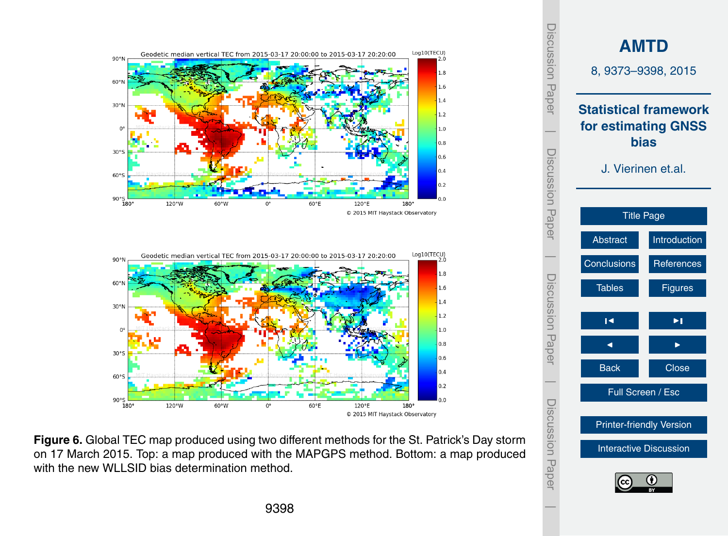Geodetic median vertical TEC from 2015-03-17 20:00:00 to 2015-03-17 20:20:00

Log10(TECU)

2.0
1.8
1.6
1.4
1.2
1.0
0.8
0.6
0.4
0.2
0.0

90°N
60°N
30°N
0°
30°S
60°S
90°S

180°
120°W
60°W
0°
60°E
120°E
180°

© 2015 MIT Haystack Observatory

Geodetic median vertical TEC from 2015-03-17 20:00:00 to 2015-03-17 20:20:00

Log10(TECU)

2.0
1.8
1.6
1.4
1.2
1.0
0.8
0.6
0.4
0.2
0.0

90°N
60°N
30°N
0°
30°S
60°S
90°S

180°
120°W
60°W
0°
60°E
120°E
180°

© 2015 MIT Haystack Observatory

**Figure 6.** Global TEC map produced using two different methods for the St. Patrick's Day storm on 17 March 2015. Top: a map produced with the MAPGPS method. Bottom: a map produced with the new WLLSID bias determination method.